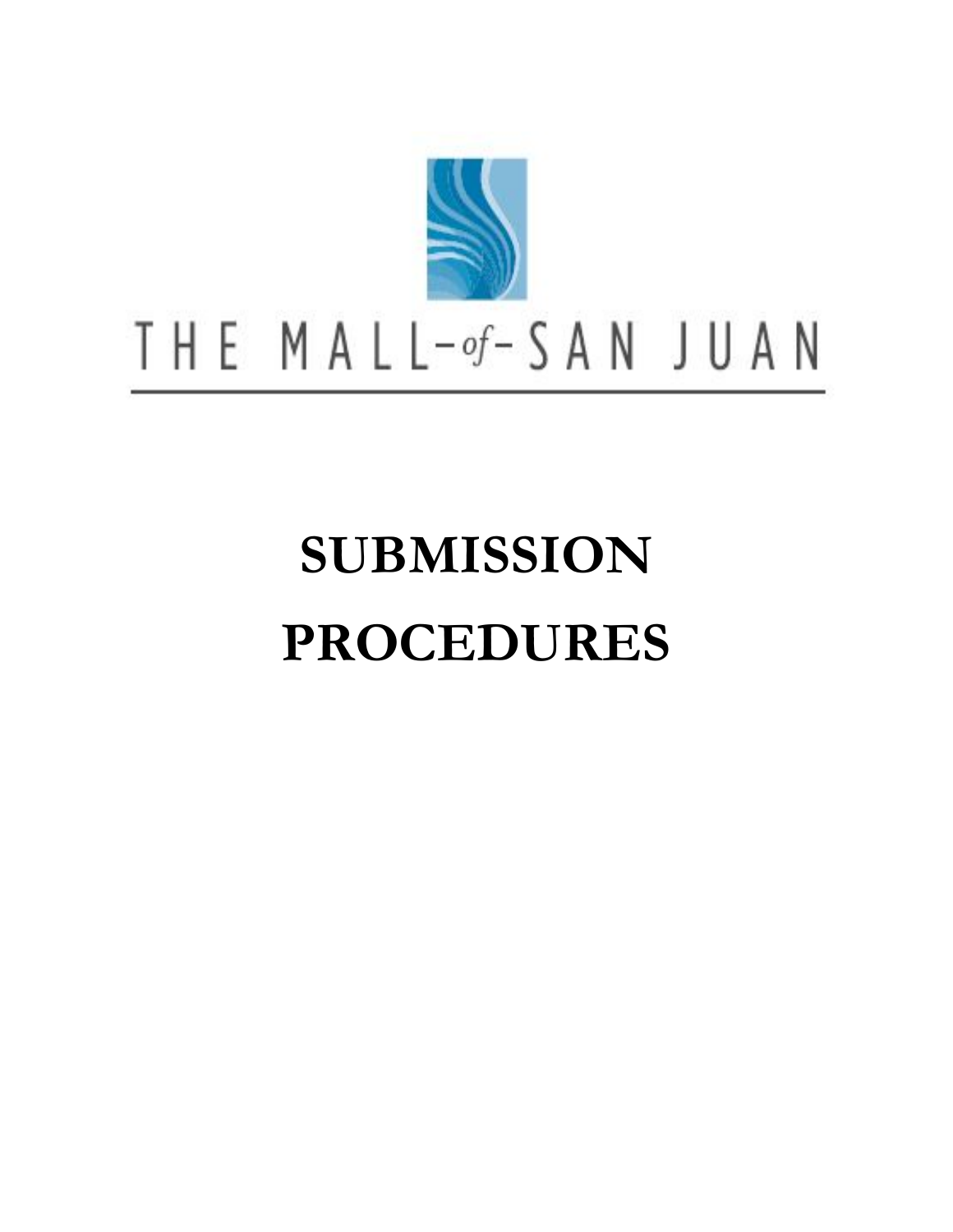THE MALL-of-SAN JUAN

# SUBMISSION PROCEDURES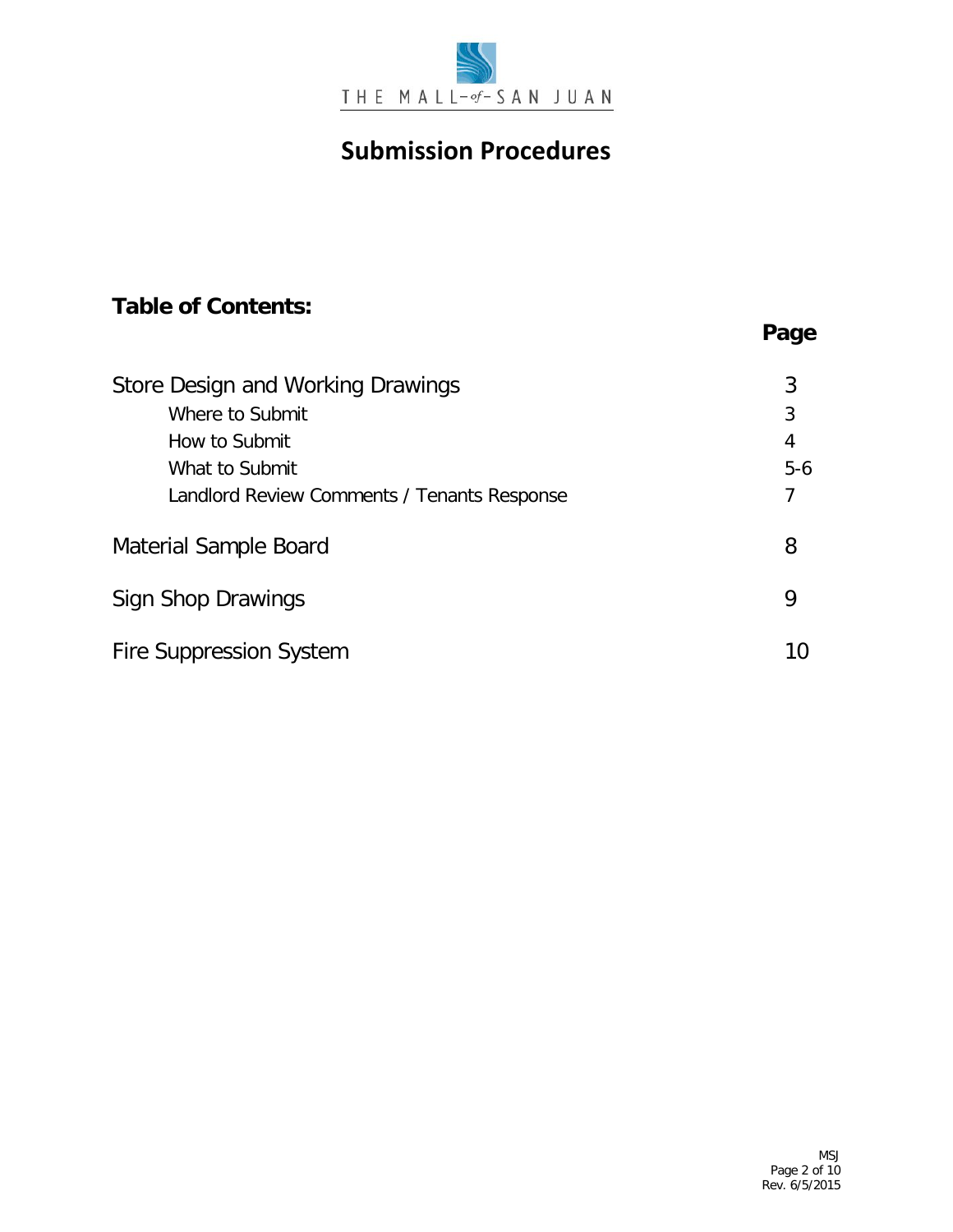THE MALL-of-SAN JUAN

# Submission Procedures

## Table of Contents:

| | Page |
|---|---|
| Store Design and Working Drawings | 3 |
| &nbsp;&nbsp;&nbsp;&nbsp;Where to Submit | 3 |
| &nbsp;&nbsp;&nbsp;&nbsp;How to Submit | 4 |
| &nbsp;&nbsp;&nbsp;&nbsp;What to Submit | 5-6 |
| &nbsp;&nbsp;&nbsp;&nbsp;Landlord Review Comments / Tenants Response | 7 |
| Material Sample Board | 8 |
| Sign Shop Drawings | 9 |
| Fire Suppression System | 10 |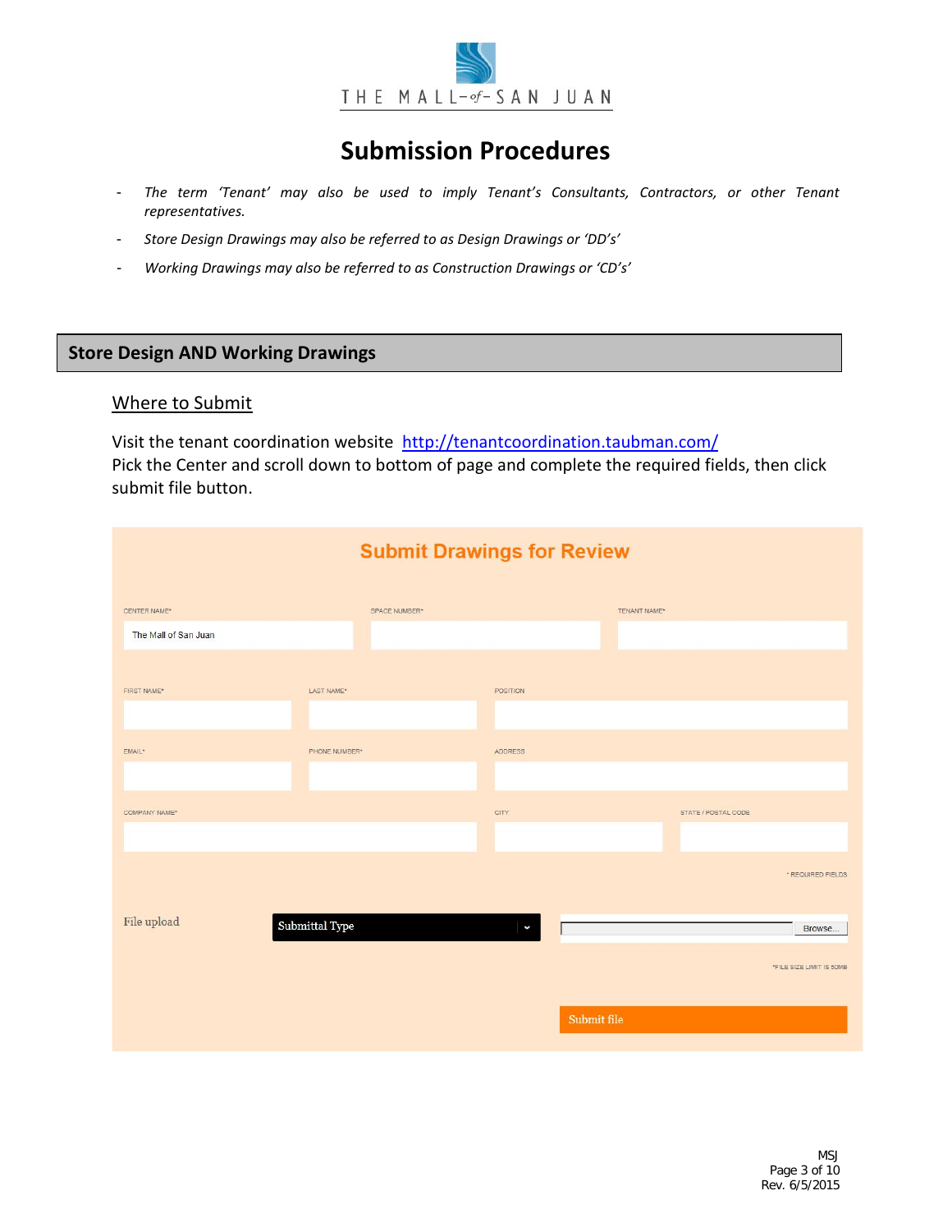# Submission Procedures

- *The term 'Tenant' may also be used to imply Tenant's Consultants, Contractors, or other Tenant representatives.*
- *Store Design Drawings may also be referred to as Design Drawings or 'DD's'*
- *Working Drawings may also be referred to as Construction Drawings or 'CD's'*

## Store Design AND Working Drawings

### Where to Submit

Visit the tenant coordination website [http://tenantcoordination.taubman.com/](http://tenantcoordination.taubman.com/)
Pick the Center and scroll down to bottom of page and complete the required fields, then click submit file button.

**Submit Drawings for Review**

CENTER NAME*: The Mall of San Juan
SPACE NUMBER*
TENANT NAME*
FIRST NAME*
LAST NAME*
POSITION
EMAIL*
PHONE NUMBER*
ADDRESS
COMPANY NAME*
CITY
STATE / POSTAL CODE

* REQUIRED FIELDS

File upload — Submittal Type — Browse...

*FILE SIZE LIMIT IS 50MB

Submit file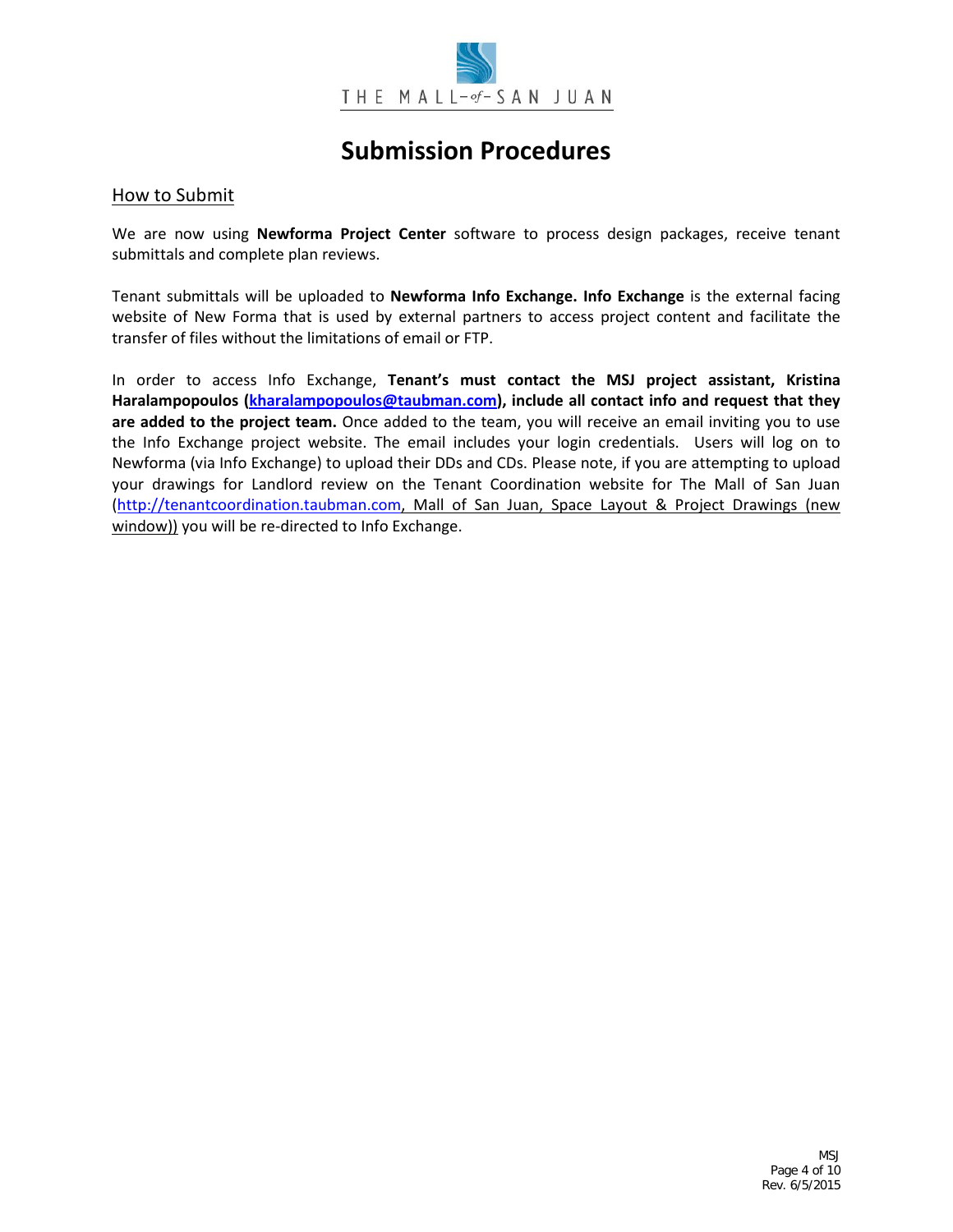# Submission Procedures

## How to Submit

We are now using **Newforma Project Center** software to process design packages, receive tenant submittals and complete plan reviews.

Tenant submittals will be uploaded to **Newforma Info Exchange. Info Exchange** is the external facing website of New Forma that is used by external partners to access project content and facilitate the transfer of files without the limitations of email or FTP.

In order to access Info Exchange, **Tenant's must contact the MSJ project assistant, Kristina Haralampopoulos (kharalampopoulos@taubman.com), include all contact info and request that they are added to the project team.** Once added to the team, you will receive an email inviting you to use the Info Exchange project website. The email includes your login credentials. Users will log on to Newforma (via Info Exchange) to upload their DDs and CDs. Please note, if you are attempting to upload your drawings for Landlord review on the Tenant Coordination website for The Mall of San Juan (http://tenantcoordination.taubman.com, Mall of San Juan, Space Layout & Project Drawings (new window)) you will be re-directed to Info Exchange.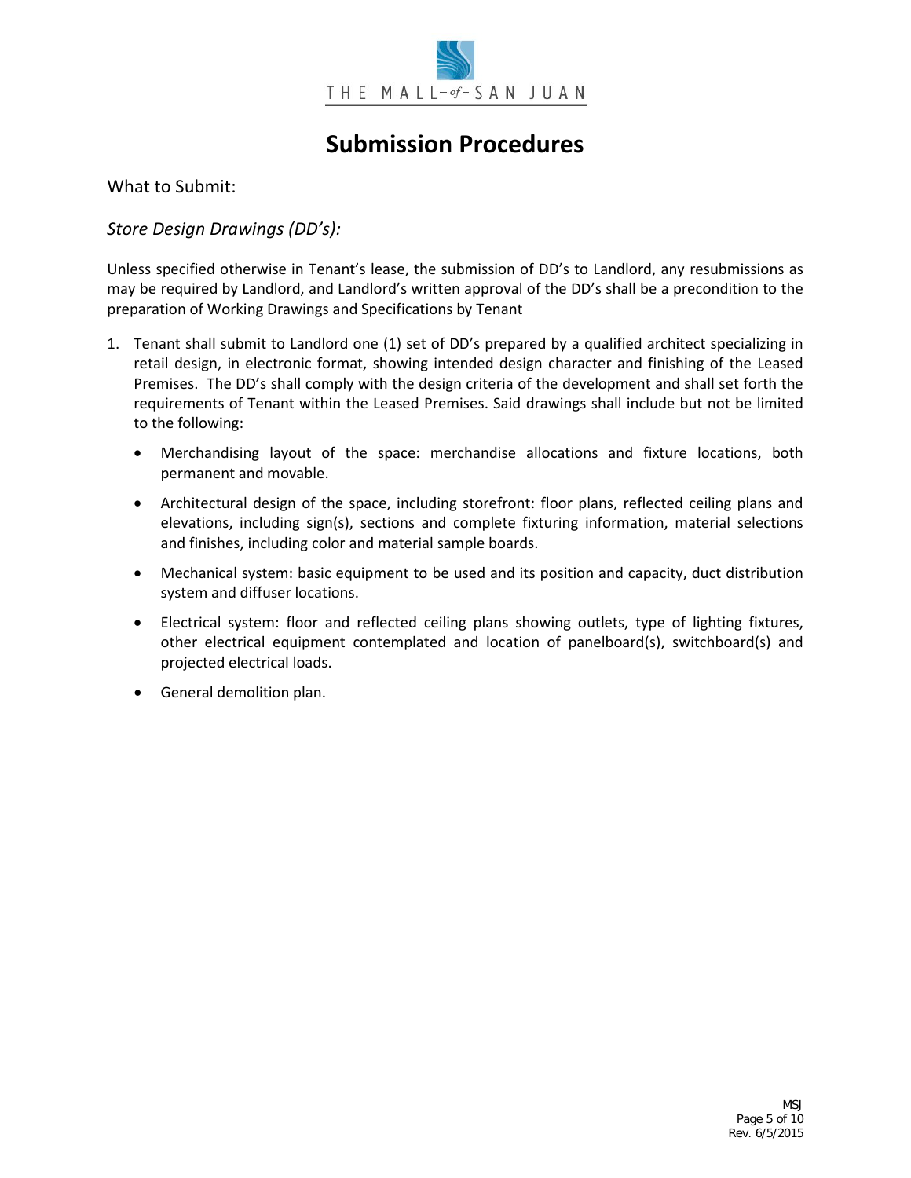# Submission Procedures

## What to Submit:

### *Store Design Drawings (DD's):*

Unless specified otherwise in Tenant's lease, the submission of DD's to Landlord, any resubmissions as may be required by Landlord, and Landlord's written approval of the DD's shall be a precondition to the preparation of Working Drawings and Specifications by Tenant

1. Tenant shall submit to Landlord one (1) set of DD's prepared by a qualified architect specializing in retail design, in electronic format, showing intended design character and finishing of the Leased Premises. The DD's shall comply with the design criteria of the development and shall set forth the requirements of Tenant within the Leased Premises. Said drawings shall include but not be limited to the following:

   - Merchandising layout of the space: merchandise allocations and fixture locations, both permanent and movable.
   - Architectural design of the space, including storefront: floor plans, reflected ceiling plans and elevations, including sign(s), sections and complete fixturing information, material selections and finishes, including color and material sample boards.
   - Mechanical system: basic equipment to be used and its position and capacity, duct distribution system and diffuser locations.
   - Electrical system: floor and reflected ceiling plans showing outlets, type of lighting fixtures, other electrical equipment contemplated and location of panelboard(s), switchboard(s) and projected electrical loads.
   - General demolition plan.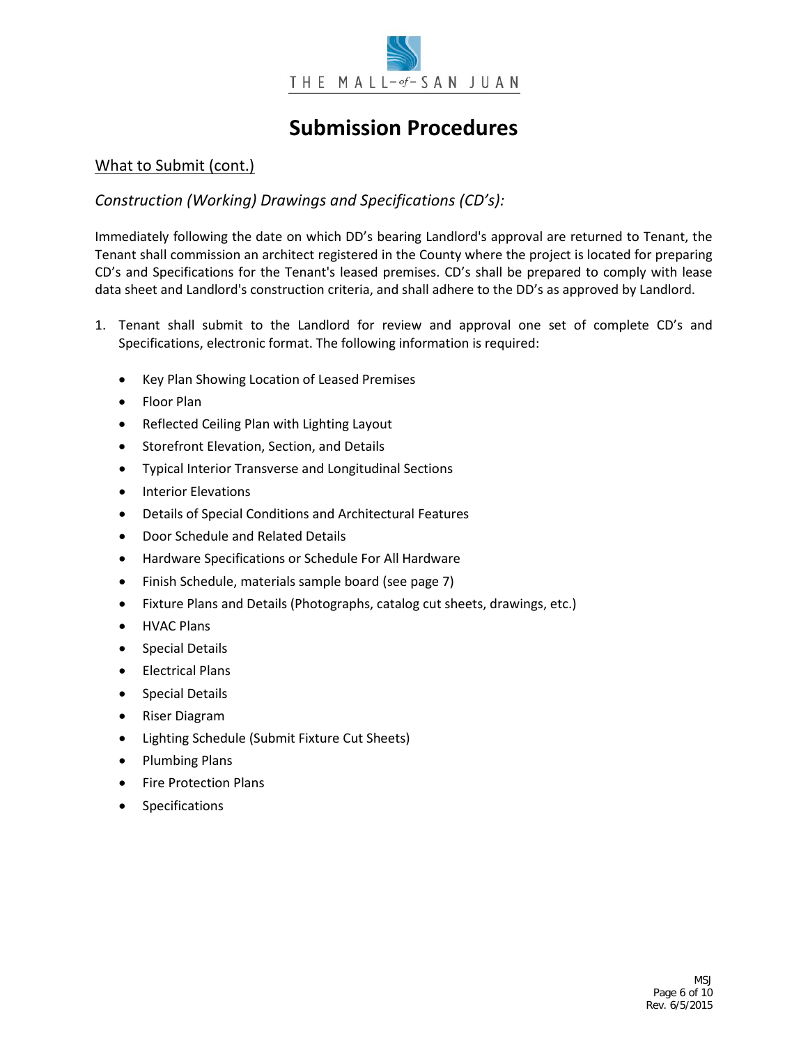# Submission Procedures

## What to Submit (cont.)

### *Construction (Working) Drawings and Specifications (CD's):*

Immediately following the date on which DD's bearing Landlord's approval are returned to Tenant, the Tenant shall commission an architect registered in the County where the project is located for preparing CD's and Specifications for the Tenant's leased premises. CD's shall be prepared to comply with lease data sheet and Landlord's construction criteria, and shall adhere to the DD's as approved by Landlord.

1. Tenant shall submit to the Landlord for review and approval one set of complete CD's and Specifications, electronic format. The following information is required:

   - Key Plan Showing Location of Leased Premises
   - Floor Plan
   - Reflected Ceiling Plan with Lighting Layout
   - Storefront Elevation, Section, and Details
   - Typical Interior Transverse and Longitudinal Sections
   - Interior Elevations
   - Details of Special Conditions and Architectural Features
   - Door Schedule and Related Details
   - Hardware Specifications or Schedule For All Hardware
   - Finish Schedule, materials sample board (see page 7)
   - Fixture Plans and Details (Photographs, catalog cut sheets, drawings, etc.)
   - HVAC Plans
   - Special Details
   - Electrical Plans
   - Special Details
   - Riser Diagram
   - Lighting Schedule (Submit Fixture Cut Sheets)
   - Plumbing Plans
   - Fire Protection Plans
   - Specifications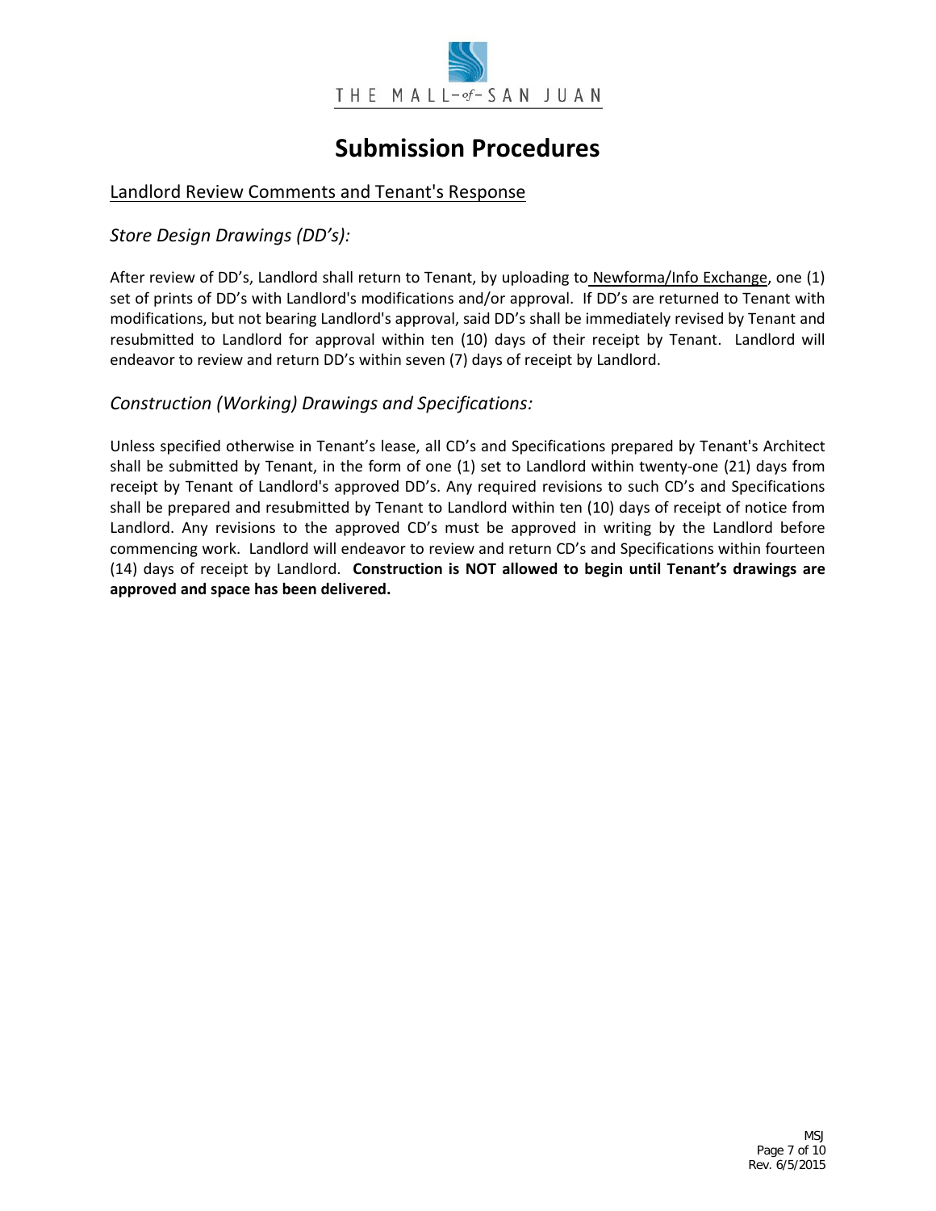# Submission Procedures

## Landlord Review Comments and Tenant's Response

### *Store Design Drawings (DD's):*

After review of DD's, Landlord shall return to Tenant, by uploading to Newforma/Info Exchange, one (1) set of prints of DD's with Landlord's modifications and/or approval. If DD's are returned to Tenant with modifications, but not bearing Landlord's approval, said DD's shall be immediately revised by Tenant and resubmitted to Landlord for approval within ten (10) days of their receipt by Tenant. Landlord will endeavor to review and return DD's within seven (7) days of receipt by Landlord.

### *Construction (Working) Drawings and Specifications:*

Unless specified otherwise in Tenant's lease, all CD's and Specifications prepared by Tenant's Architect shall be submitted by Tenant, in the form of one (1) set to Landlord within twenty-one (21) days from receipt by Tenant of Landlord's approved DD's. Any required revisions to such CD's and Specifications shall be prepared and resubmitted by Tenant to Landlord within ten (10) days of receipt of notice from Landlord. Any revisions to the approved CD's must be approved in writing by the Landlord before commencing work. Landlord will endeavor to review and return CD's and Specifications within fourteen (14) days of receipt by Landlord. **Construction is NOT allowed to begin until Tenant's drawings are approved and space has been delivered.**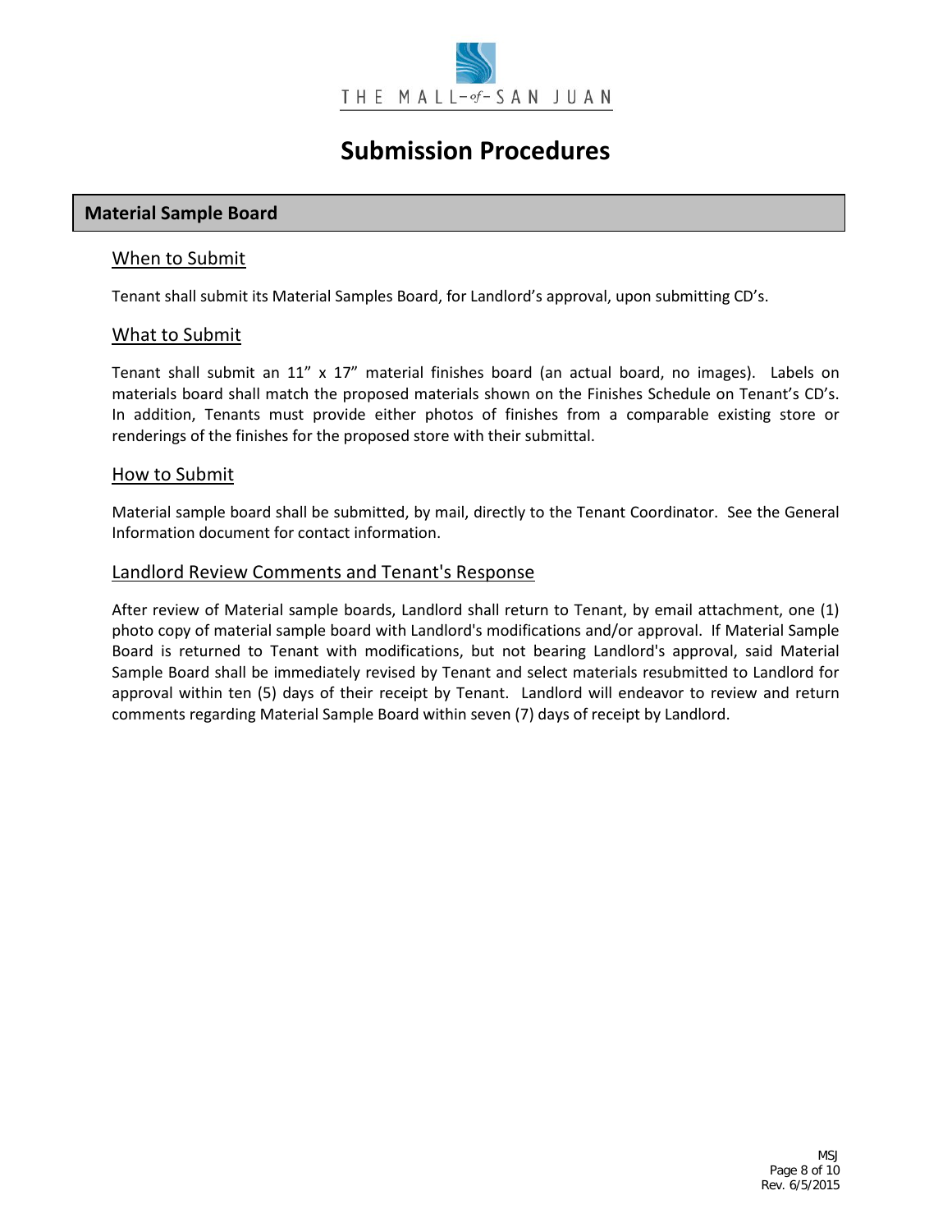THE MALL-of-SAN JUAN

# Submission Procedures

## Material Sample Board

### When to Submit

Tenant shall submit its Material Samples Board, for Landlord's approval, upon submitting CD's.

### What to Submit

Tenant shall submit an 11" x 17" material finishes board (an actual board, no images). Labels on materials board shall match the proposed materials shown on the Finishes Schedule on Tenant's CD's. In addition, Tenants must provide either photos of finishes from a comparable existing store or renderings of the finishes for the proposed store with their submittal.

### How to Submit

Material sample board shall be submitted, by mail, directly to the Tenant Coordinator. See the General Information document for contact information.

### Landlord Review Comments and Tenant's Response

After review of Material sample boards, Landlord shall return to Tenant, by email attachment, one (1) photo copy of material sample board with Landlord's modifications and/or approval. If Material Sample Board is returned to Tenant with modifications, but not bearing Landlord's approval, said Material Sample Board shall be immediately revised by Tenant and select materials resubmitted to Landlord for approval within ten (5) days of their receipt by Tenant. Landlord will endeavor to review and return comments regarding Material Sample Board within seven (7) days of receipt by Landlord.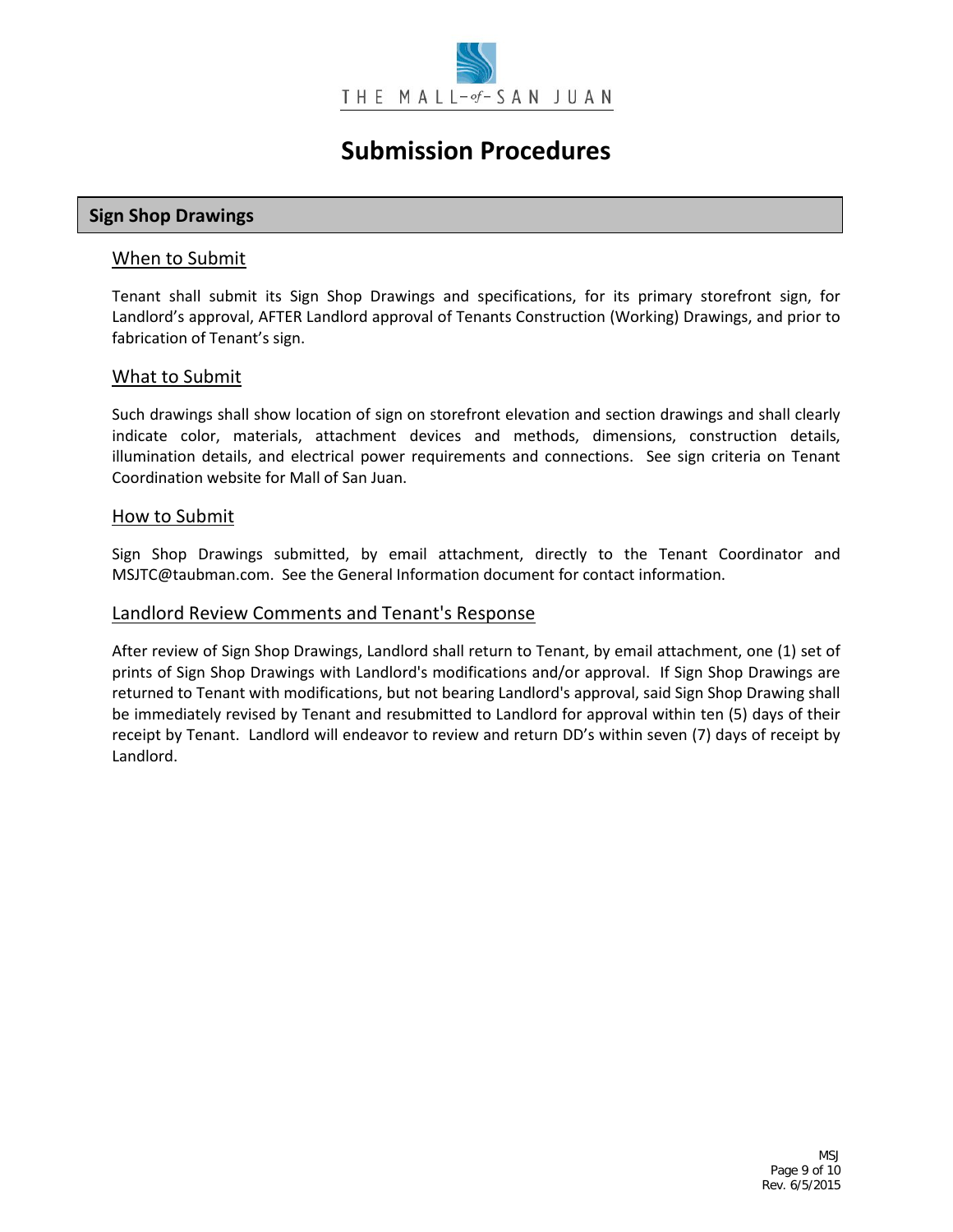THE MALL-of-SAN JUAN

# Submission Procedures

## Sign Shop Drawings

### When to Submit

Tenant shall submit its Sign Shop Drawings and specifications, for its primary storefront sign, for Landlord's approval, AFTER Landlord approval of Tenants Construction (Working) Drawings, and prior to fabrication of Tenant's sign.

### What to Submit

Such drawings shall show location of sign on storefront elevation and section drawings and shall clearly indicate color, materials, attachment devices and methods, dimensions, construction details, illumination details, and electrical power requirements and connections. See sign criteria on Tenant Coordination website for Mall of San Juan.

### How to Submit

Sign Shop Drawings submitted, by email attachment, directly to the Tenant Coordinator and MSJTC@taubman.com. See the General Information document for contact information.

### Landlord Review Comments and Tenant's Response

After review of Sign Shop Drawings, Landlord shall return to Tenant, by email attachment, one (1) set of prints of Sign Shop Drawings with Landlord's modifications and/or approval. If Sign Shop Drawings are returned to Tenant with modifications, but not bearing Landlord's approval, said Sign Shop Drawing shall be immediately revised by Tenant and resubmitted to Landlord for approval within ten (5) days of their receipt by Tenant. Landlord will endeavor to review and return DD's within seven (7) days of receipt by Landlord.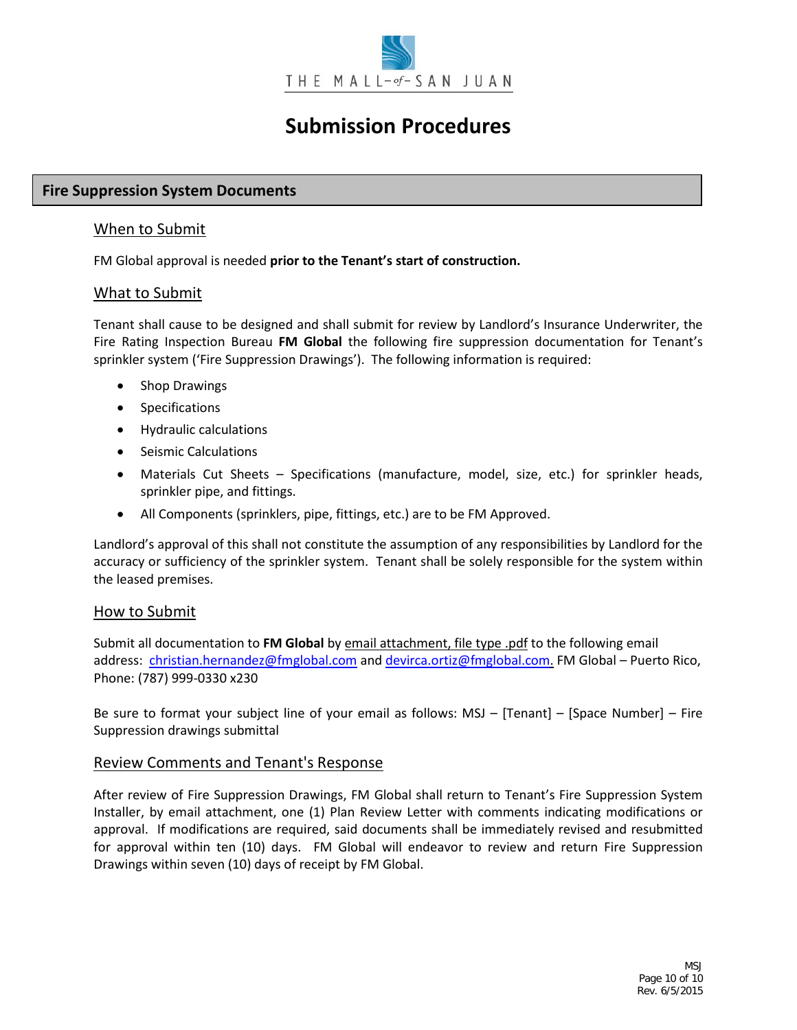# Submission Procedures

## Fire Suppression System Documents

### When to Submit

FM Global approval is needed **prior to the Tenant's start of construction.**

### What to Submit

Tenant shall cause to be designed and shall submit for review by Landlord's Insurance Underwriter, the Fire Rating Inspection Bureau **FM Global** the following fire suppression documentation for Tenant's sprinkler system ('Fire Suppression Drawings'). The following information is required:

- Shop Drawings
- Specifications
- Hydraulic calculations
- Seismic Calculations
- Materials Cut Sheets – Specifications (manufacture, model, size, etc.) for sprinkler heads, sprinkler pipe, and fittings.
- All Components (sprinklers, pipe, fittings, etc.) are to be FM Approved.

Landlord's approval of this shall not constitute the assumption of any responsibilities by Landlord for the accuracy or sufficiency of the sprinkler system. Tenant shall be solely responsible for the system within the leased premises.

### How to Submit

Submit all documentation to **FM Global** by email attachment, file type .pdf to the following email address: christian.hernandez@fmglobal.com and devirca.ortiz@fmglobal.com. FM Global – Puerto Rico, Phone: (787) 999-0330 x230

Be sure to format your subject line of your email as follows: MSJ – [Tenant] – [Space Number] – Fire Suppression drawings submittal

### Review Comments and Tenant's Response

After review of Fire Suppression Drawings, FM Global shall return to Tenant's Fire Suppression System Installer, by email attachment, one (1) Plan Review Letter with comments indicating modifications or approval. If modifications are required, said documents shall be immediately revised and resubmitted for approval within ten (10) days. FM Global will endeavor to review and return Fire Suppression Drawings within seven (10) days of receipt by FM Global.